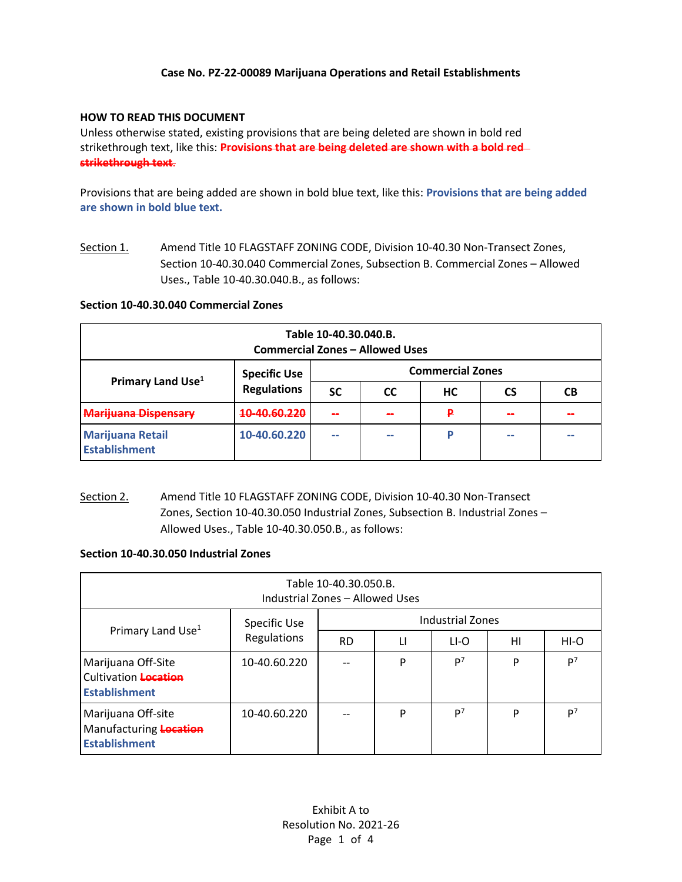**Case No. PZ-22-00089 Marijuana Operations and Retail Establishments**

**HOW TO READ THIS DOCUMENT**

Unless otherwise stated, existing provisions that are being deleted are shown in bold red strikethrough text, like this: **~~Provisions that are being deleted are shown with a bold red strikethrough text.~~**

Provisions that are being added are shown in bold blue text, like this: **Provisions that are being added are shown in bold blue text.**

Section 1. Amend Title 10 FLAGSTAFF ZONING CODE, Division 10-40.30 Non-Transect Zones, Section 10-40.30.040 Commercial Zones, Subsection B. Commercial Zones – Allowed Uses., Table 10-40.30.040.B., as follows:

**Section 10-40.30.040 Commercial Zones**

| **Table 10-40.30.040.B. Commercial Zones – Allowed Uses** | | | | | | |
|---|---|---|---|---|---|---|
| **Primary Land Use[1]** | **Specific Use Regulations** | **Commercial Zones** | | | | |
| | | **SC** | **CC** | **HC** | **CS** | **CB** |
| **~~Marijuana Dispensary~~** | **~~10-40.60.220~~** | **~~--~~** | **~~--~~** | **~~P~~** | **~~--~~** | **~~--~~** |
| **Marijuana Retail Establishment** | **10-40.60.220** | **--** | **--** | **P** | **--** | **--** |

Section 2. Amend Title 10 FLAGSTAFF ZONING CODE, Division 10-40.30 Non-Transect Zones, Section 10-40.30.050 Industrial Zones, Subsection B. Industrial Zones – Allowed Uses., Table 10-40.30.050.B., as follows:

**Section 10-40.30.050 Industrial Zones**

| Table 10-40.30.050.B. Industrial Zones – Allowed Uses | | | | | | |
|---|---|---|---|---|---|---|
| Primary Land Use[1] | Specific Use Regulations | Industrial Zones | | | | |
| | | RD | LI | LI-O | HI | HI-O |
| Marijuana Off-Site Cultivation **~~Location~~** **Establishment** | 10-40.60.220 | -- | P | P[7] | P | P[7] |
| Marijuana Off-site Manufacturing **~~Location~~** **Establishment** | 10-40.60.220 | -- | P | P[7] | P | P[7] |

Exhibit A to
Resolution No. 2021-26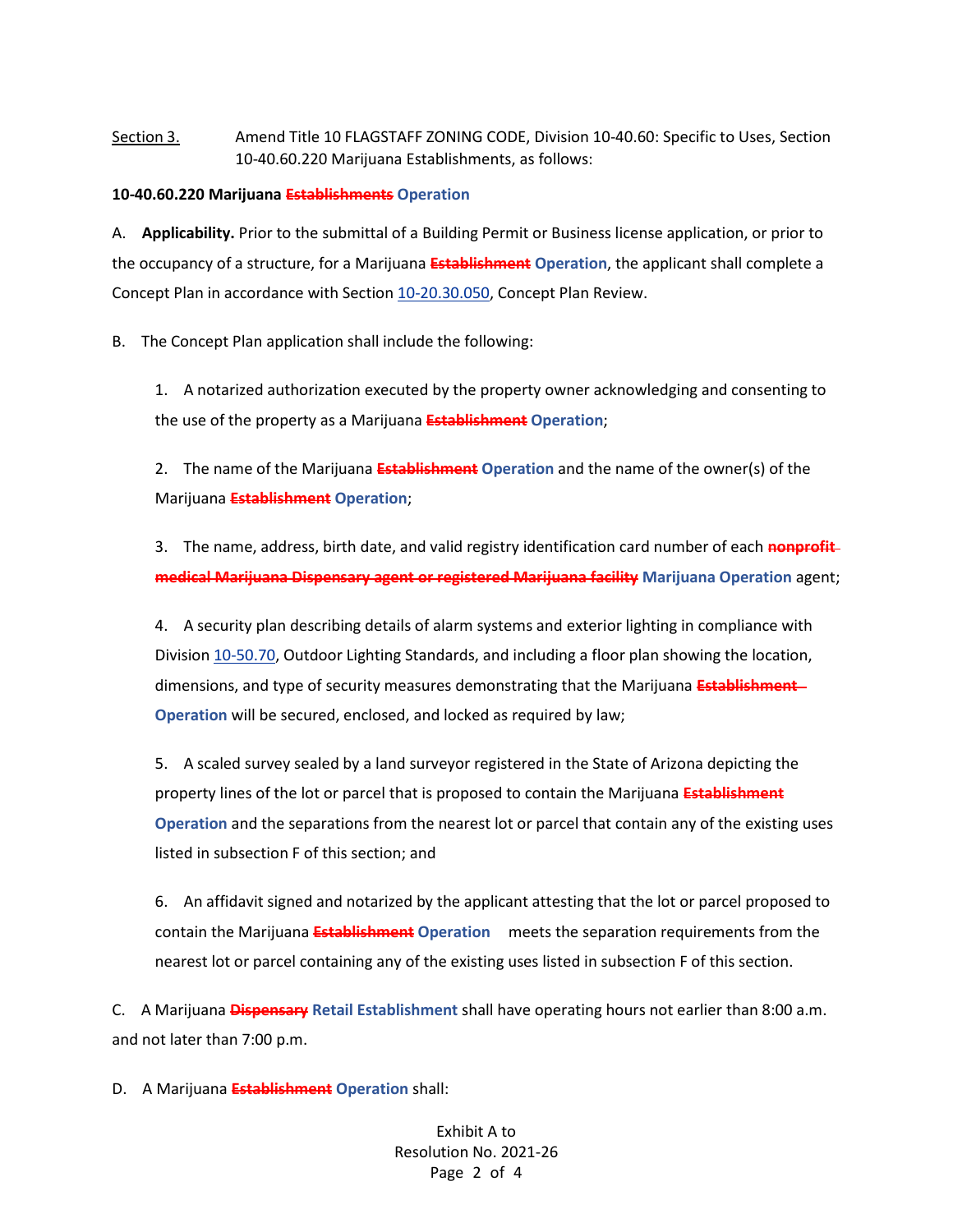Section 3. Amend Title 10 FLAGSTAFF ZONING CODE, Division 10-40.60: Specific to Uses, Section 10-40.60.220 Marijuana Establishments, as follows:

**10-40.60.220 Marijuana ~~Establishments~~ Operation**

A. **Applicability.** Prior to the submittal of a Building Permit or Business license application, or prior to the occupancy of a structure, for a Marijuana ~~Establishment~~ Operation, the applicant shall complete a Concept Plan in accordance with Section 10-20.30.050, Concept Plan Review.

B. The Concept Plan application shall include the following:

1. A notarized authorization executed by the property owner acknowledging and consenting to the use of the property as a Marijuana ~~Establishment~~ Operation;

2. The name of the Marijuana ~~Establishment~~ Operation and the name of the owner(s) of the Marijuana ~~Establishment~~ Operation;

3. The name, address, birth date, and valid registry identification card number of each ~~nonprofit medical Marijuana Dispensary agent or registered Marijuana facility~~ Marijuana Operation agent;

4. A security plan describing details of alarm systems and exterior lighting in compliance with Division 10-50.70, Outdoor Lighting Standards, and including a floor plan showing the location, dimensions, and type of security measures demonstrating that the Marijuana ~~Establishment~~ Operation will be secured, enclosed, and locked as required by law;

5. A scaled survey sealed by a land surveyor registered in the State of Arizona depicting the property lines of the lot or parcel that is proposed to contain the Marijuana ~~Establishment~~ Operation and the separations from the nearest lot or parcel that contain any of the existing uses listed in subsection F of this section; and

6. An affidavit signed and notarized by the applicant attesting that the lot or parcel proposed to contain the Marijuana ~~Establishment~~ Operation meets the separation requirements from the nearest lot or parcel containing any of the existing uses listed in subsection F of this section.

C. A Marijuana ~~Dispensary~~ Retail Establishment shall have operating hours not earlier than 8:00 a.m. and not later than 7:00 p.m.

D. A Marijuana ~~Establishment~~ Operation shall:

Exhibit A to
Resolution No. 2021-26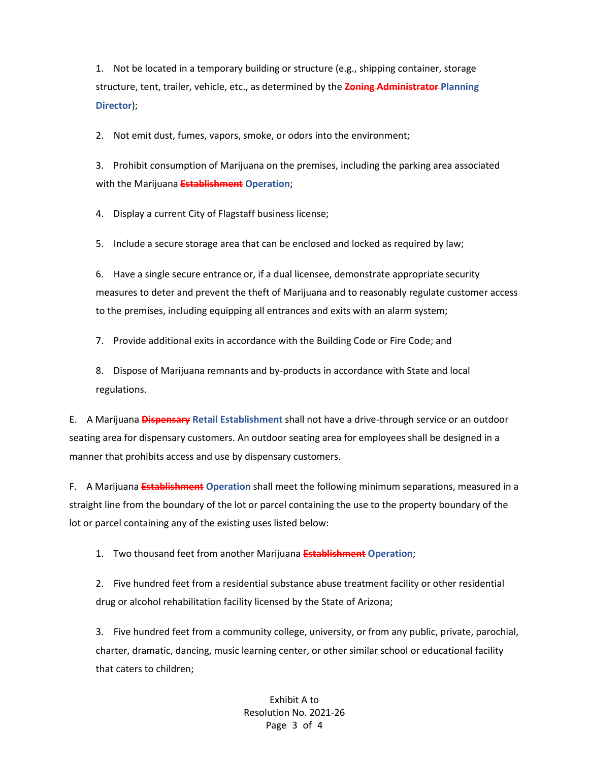1. Not be located in a temporary building or structure (e.g., shipping container, storage structure, tent, trailer, vehicle, etc., as determined by the ~~Zoning Administrator~~ **Planning Director**);

2. Not emit dust, fumes, vapors, smoke, or odors into the environment;

3. Prohibit consumption of Marijuana on the premises, including the parking area associated with the Marijuana ~~**Establishment**~~ **Operation**;

4. Display a current City of Flagstaff business license;

5. Include a secure storage area that can be enclosed and locked as required by law;

6. Have a single secure entrance or, if a dual licensee, demonstrate appropriate security measures to deter and prevent the theft of Marijuana and to reasonably regulate customer access to the premises, including equipping all entrances and exits with an alarm system;

7. Provide additional exits in accordance with the Building Code or Fire Code; and

8. Dispose of Marijuana remnants and by-products in accordance with State and local regulations.

E. A Marijuana ~~**Dispensary**~~ **Retail Establishment** shall not have a drive-through service or an outdoor seating area for dispensary customers. An outdoor seating area for employees shall be designed in a manner that prohibits access and use by dispensary customers.

F. A Marijuana ~~**Establishment**~~ **Operation** shall meet the following minimum separations, measured in a straight line from the boundary of the lot or parcel containing the use to the property boundary of the lot or parcel containing any of the existing uses listed below:

1. Two thousand feet from another Marijuana ~~**Establishment**~~ **Operation**;

2. Five hundred feet from a residential substance abuse treatment facility or other residential drug or alcohol rehabilitation facility licensed by the State of Arizona;

3. Five hundred feet from a community college, university, or from any public, private, parochial, charter, dramatic, dancing, music learning center, or other similar school or educational facility that caters to children;

Exhibit A to
Resolution No. 2021-26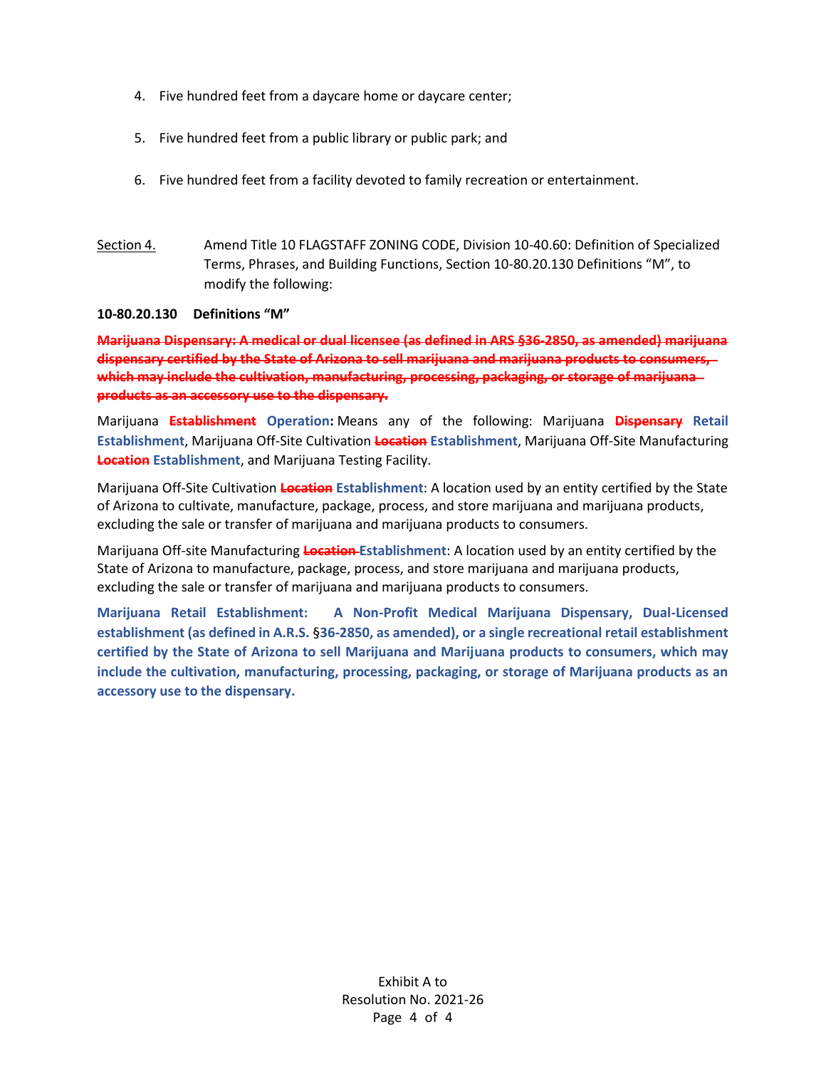4. Five hundred feet from a daycare home or daycare center;

5. Five hundred feet from a public library or public park; and

6. Five hundred feet from a facility devoted to family recreation or entertainment.

Section 4. Amend Title 10 FLAGSTAFF ZONING CODE, Division 10-40.60: Definition of Specialized Terms, Phrases, and Building Functions, Section 10-80.20.130 Definitions "M", to modify the following:

**10-80.20.130 Definitions "M"**

~~**Marijuana Dispensary: A medical or dual licensee (as defined in ARS §36-2850, as amended) marijuana dispensary certified by the State of Arizona to sell marijuana and marijuana products to consumers, which may include the cultivation, manufacturing, processing, packaging, or storage of marijuana products as an accessory use to the dispensary.**~~

Marijuana ~~**Establishment**~~ **Operation:** Means any of the following: Marijuana ~~**Dispensary**~~ **Retail Establishment**, Marijuana Off-Site Cultivation ~~**Location**~~ **Establishment**, Marijuana Off-Site Manufacturing ~~**Location**~~ **Establishment**, and Marijuana Testing Facility.

Marijuana Off-Site Cultivation ~~**Location**~~ **Establishment**: A location used by an entity certified by the State of Arizona to cultivate, manufacture, package, process, and store marijuana and marijuana products, excluding the sale or transfer of marijuana and marijuana products to consumers.

Marijuana Off-site Manufacturing ~~**Location**~~ **Establishment**: A location used by an entity certified by the State of Arizona to manufacture, package, process, and store marijuana and marijuana products, excluding the sale or transfer of marijuana and marijuana products to consumers.

**Marijuana Retail Establishment: A Non-Profit Medical Marijuana Dispensary, Dual-Licensed establishment (as defined in A.R.S. §36-2850, as amended), or a single recreational retail establishment certified by the State of Arizona to sell Marijuana and Marijuana products to consumers, which may include the cultivation, manufacturing, processing, packaging, or storage of Marijuana products as an accessory use to the dispensary.**

Exhibit A to
Resolution No. 2021-26